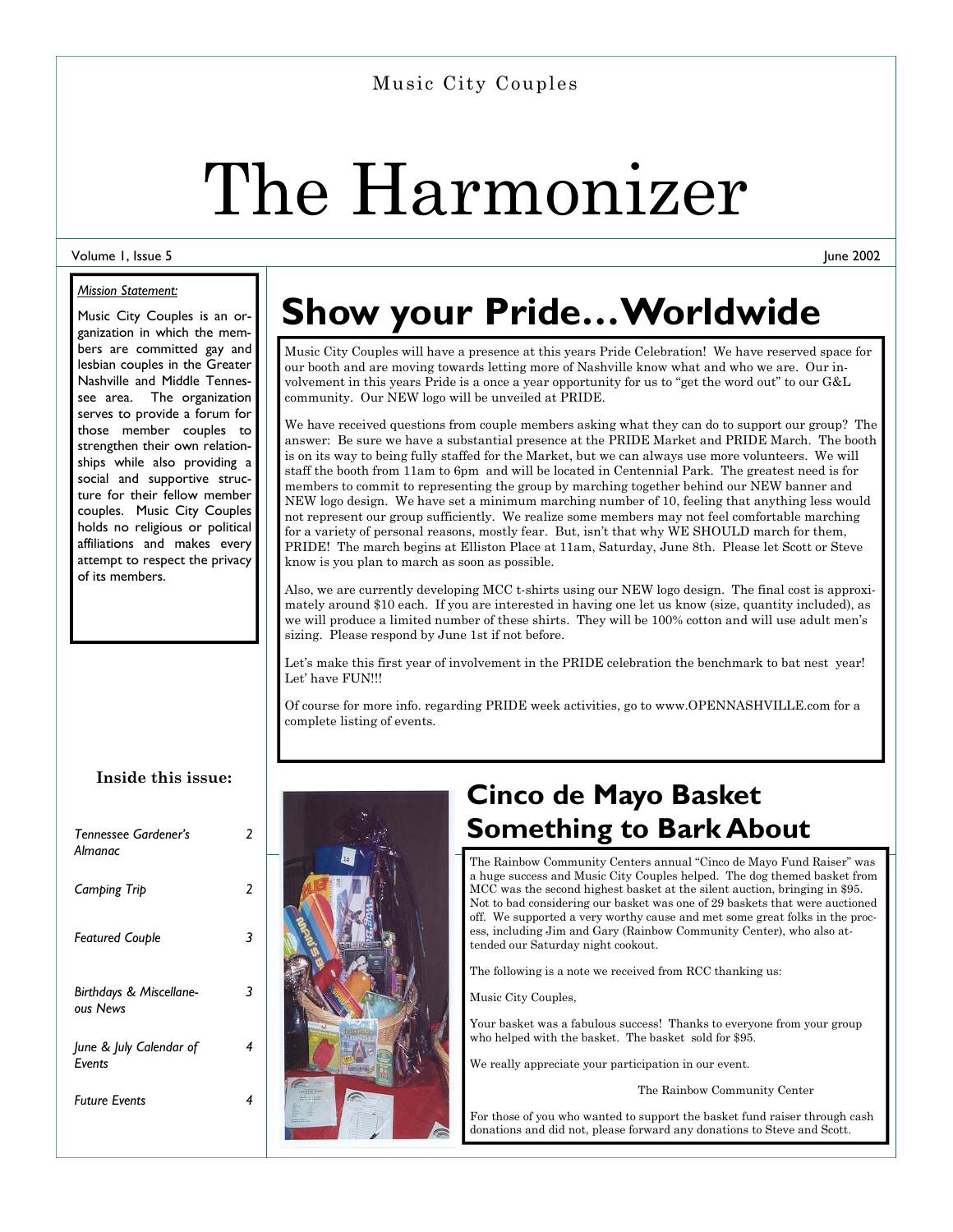Music City Couples

# The Harmonizer

Volume 1, Issue 5 June 2002

*Mission Statement:*

Music City Couples is an organization in which the members are committed gay and lesbian couples in the Greater Nashville and Middle Tennessee area. The organization serves to provide a forum for those member couples to strengthen their own relationships while also providing a social and supportive structure for their fellow member couples. Music City Couples holds no religious or political affiliations and makes every attempt to respect the privacy of its members.

**Inside this issue:**

| | |
|---|---|
| *Tennessee Gardener's Almanac* | *2* |
| *Camping Trip* | *2* |
| *Featured Couple* | *3* |
| *Birthdays & Miscellaneous News* | *3* |
| *June & July Calendar of Events* | *4* |
| *Future Events* | *4* |

## Show your Pride…Worldwide

Music City Couples will have a presence at this years Pride Celebration! We have reserved space for our booth and are moving towards letting more of Nashville know what and who we are. Our involvement in this years Pride is a once a year opportunity for us to "get the word out" to our G&L community. Our NEW logo will be unveiled at PRIDE.

We have received questions from couple members asking what they can do to support our group? The answer: Be sure we have a substantial presence at the PRIDE Market and PRIDE March. The booth is on its way to being fully staffed for the Market, but we can always use more volunteers. We will staff the booth from 11am to 6pm and will be located in Centennial Park. The greatest need is for members to commit to representing the group by marching together behind our NEW banner and NEW logo design. We have set a minimum marching number of 10, feeling that anything less would not represent our group sufficiently. We realize some members may not feel comfortable marching for a variety of personal reasons, mostly fear. But, isn't that why WE SHOULD march for them, PRIDE! The march begins at Elliston Place at 11am, Saturday, June 8th. Please let Scott or Steve know is you plan to march as soon as possible.

Also, we are currently developing MCC t-shirts using our NEW logo design. The final cost is approximately around $10 each. If you are interested in having one let us know (size, quantity included), as we will produce a limited number of these shirts. They will be 100% cotton and will use adult men's sizing. Please respond by June 1st if not before.

Let's make this first year of involvement in the PRIDE celebration the benchmark to bat nest year! Let' have FUN!!!

Of course for more info. regarding PRIDE week activities, go to www.OPENNASHVILLE.com for a complete listing of events.

## Cinco de Mayo Basket Something to Bark About

The Rainbow Community Centers annual "Cinco de Mayo Fund Raiser" was a huge success and Music City Couples helped. The dog themed basket from MCC was the second highest basket at the silent auction, bringing in $95. Not to bad considering our basket was one of 29 baskets that were auctioned off. We supported a very worthy cause and met some great folks in the process, including Jim and Gary (Rainbow Community Center), who also attended our Saturday night cookout.

The following is a note we received from RCC thanking us:

Music City Couples,

Your basket was a fabulous success! Thanks to everyone from your group who helped with the basket. The basket sold for $95.

We really appreciate your participation in our event.

The Rainbow Community Center

For those of you who wanted to support the basket fund raiser through cash donations and did not, please forward any donations to Steve and Scott.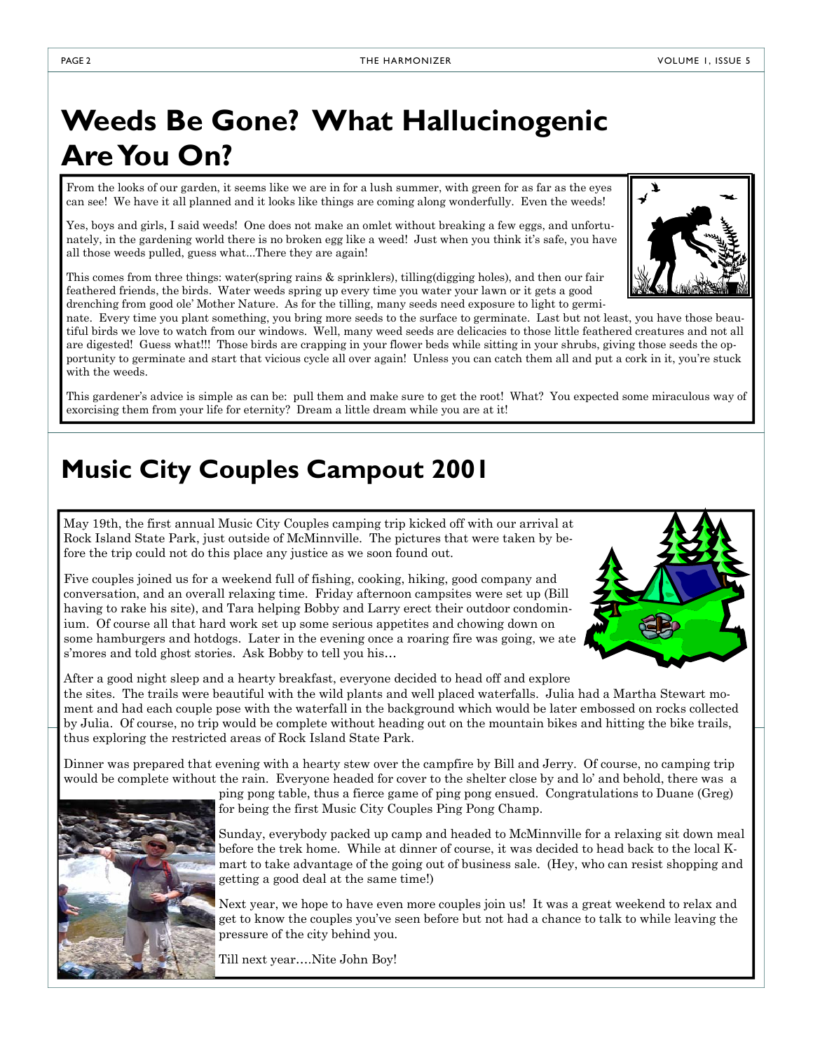# Weeds Be Gone? What Hallucinogenic Are You On?

From the looks of our garden, it seems like we are in for a lush summer, with green for as far as the eyes can see! We have it all planned and it looks like things are coming along wonderfully. Even the weeds!

Yes, boys and girls, I said weeds! One does not make an omlet without breaking a few eggs, and unfortunately, in the gardening world there is no broken egg like a weed! Just when you think it's safe, you have all those weeds pulled, guess what...There they are again!

This comes from three things: water(spring rains & sprinklers), tilling(digging holes), and then our fair feathered friends, the birds. Water weeds spring up every time you water your lawn or it gets a good drenching from good ole' Mother Nature. As for the tilling, many seeds need exposure to light to germinate. Every time you plant something, you bring more seeds to the surface to germinate. Last but not least, you have those beautiful birds we love to watch from our windows. Well, many weed seeds are delicacies to those little feathered creatures and not all are digested! Guess what!!! Those birds are crapping in your flower beds while sitting in your shrubs, giving those seeds the opportunity to germinate and start that vicious cycle all over again! Unless you can catch them all and put a cork in it, you're stuck with the weeds.

This gardener's advice is simple as can be: pull them and make sure to get the root! What? You expected some miraculous way of exorcising them from your life for eternity? Dream a little dream while you are at it!

# Music City Couples Campout 2001

May 19th, the first annual Music City Couples camping trip kicked off with our arrival at Rock Island State Park, just outside of McMinnville. The pictures that were taken by before the trip could not do this place any justice as we soon found out.

Five couples joined us for a weekend full of fishing, cooking, hiking, good company and conversation, and an overall relaxing time. Friday afternoon campsites were set up (Bill having to rake his site), and Tara helping Bobby and Larry erect their outdoor condominium. Of course all that hard work set up some serious appetites and chowing down on some hamburgers and hotdogs. Later in the evening once a roaring fire was going, we ate s'mores and told ghost stories. Ask Bobby to tell you his…

After a good night sleep and a hearty breakfast, everyone decided to head off and explore the sites. The trails were beautiful with the wild plants and well placed waterfalls. Julia had a Martha Stewart moment and had each couple pose with the waterfall in the background which would be later embossed on rocks collected by Julia. Of course, no trip would be complete without heading out on the mountain bikes and hitting the bike trails, thus exploring the restricted areas of Rock Island State Park.

Dinner was prepared that evening with a hearty stew over the campfire by Bill and Jerry. Of course, no camping trip would be complete without the rain. Everyone headed for cover to the shelter close by and lo' and behold, there was a ping pong table, thus a fierce game of ping pong ensued. Congratulations to Duane (Greg) for being the first Music City Couples Ping Pong Champ.

Sunday, everybody packed up camp and headed to McMinnville for a relaxing sit down meal before the trek home. While at dinner of course, it was decided to head back to the local K-mart to take advantage of the going out of business sale. (Hey, who can resist shopping and getting a good deal at the same time!)

Next year, we hope to have even more couples join us! It was a great weekend to relax and get to know the couples you've seen before but not had a chance to talk to while leaving the pressure of the city behind you.

Till next year….Nite John Boy!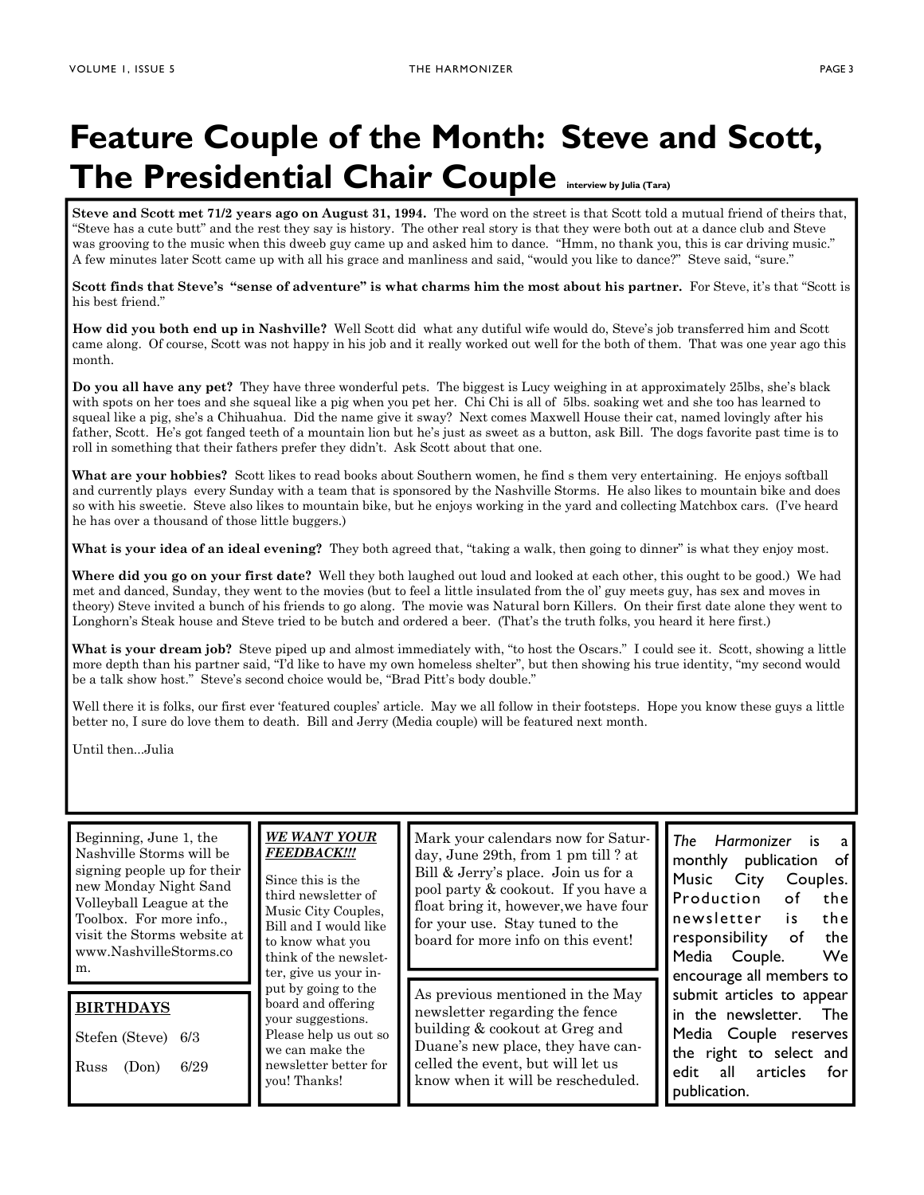# Feature Couple of the Month: Steve and Scott, The Presidential Chair Couple

interview by Julia (Tara)

**Steve and Scott met 71/2 years ago on August 31, 1994.** The word on the street is that Scott told a mutual friend of theirs that, "Steve has a cute butt" and the rest they say is history. The other real story is that they were both out at a dance club and Steve was grooving to the music when this dweeb guy came up and asked him to dance. "Hmm, no thank you, this is car driving music." A few minutes later Scott came up with all his grace and manliness and said, "would you like to dance?" Steve said, "sure."

**Scott finds that Steve's "sense of adventure" is what charms him the most about his partner.** For Steve, it's that "Scott is his best friend."

**How did you both end up in Nashville?** Well Scott did what any dutiful wife would do, Steve's job transferred him and Scott came along. Of course, Scott was not happy in his job and it really worked out well for the both of them. That was one year ago this month.

**Do you all have any pet?** They have three wonderful pets. The biggest is Lucy weighing in at approximately 25lbs, she's black with spots on her toes and she squeal like a pig when you pet her. Chi Chi is all of 5lbs. soaking wet and she too has learned to squeal like a pig, she's a Chihuahua. Did the name give it sway? Next comes Maxwell House their cat, named lovingly after his father, Scott. He's got fanged teeth of a mountain lion but he's just as sweet as a button, ask Bill. The dogs favorite past time is to roll in something that their fathers prefer they didn't. Ask Scott about that one.

**What are your hobbies?** Scott likes to read books about Southern women, he find s them very entertaining. He enjoys softball and currently plays every Sunday with a team that is sponsored by the Nashville Storms. He also likes to mountain bike and does so with his sweetie. Steve also likes to mountain bike, but he enjoys working in the yard and collecting Matchbox cars. (I've heard he has over a thousand of those little buggers.)

**What is your idea of an ideal evening?** They both agreed that, "taking a walk, then going to dinner" is what they enjoy most.

**Where did you go on your first date?** Well they both laughed out loud and looked at each other, this ought to be good.) We had met and danced, Sunday, they went to the movies (but to feel a little insulated from the ol' guy meets guy, has sex and moves in theory) Steve invited a bunch of his friends to go along. The movie was Natural born Killers. On their first date alone they went to Longhorn's Steak house and Steve tried to be butch and ordered a beer. (That's the truth folks, you heard it here first.)

**What is your dream job?** Steve piped up and almost immediately with, "to host the Oscars." I could see it. Scott, showing a little more depth than his partner said, "I'd like to have my own homeless shelter", but then showing his true identity, "my second would be a talk show host." Steve's second choice would be, "Brad Pitt's body double."

Well there it is folks, our first ever 'featured couples' article. May we all follow in their footsteps. Hope you know these guys a little better no, I sure do love them to death. Bill and Jerry (Media couple) will be featured next month.

Until then...Julia

---

Beginning, June 1, the Nashville Storms will be signing people up for their new Monday Night Sand Volleyball League at the Toolbox. For more info., visit the Storms website at www.NashvilleStorms.com.

---

**BIRTHDAYS**

Stefen (Steve) 6/3

Russ (Don) 6/29

---

***WE WANT YOUR FEEDBACK!!!***

Since this is the third newsletter of Music City Couples, Bill and I would like to know what you think of the newsletter, give us your input by going to the board and offering your suggestions. Please help us out so we can make the newsletter better for you! Thanks!

---

Mark your calendars now for Saturday, June 29th, from 1 pm till ? at Bill & Jerry's place. Join us for a pool party & cookout. If you have a float bring it, however,we have four for your use. Stay tuned to the board for more info on this event!

---

As previous mentioned in the May newsletter regarding the fence building & cookout at Greg and Duane's new place, they have cancelled the event, but will let us know when it will be rescheduled.

---

*The Harmonizer* is a monthly publication of Music City Couples. Production of the newsletter is the responsibility of the Media Couple. We encourage all members to submit articles to appear in the newsletter. The Media Couple reserves the right to select and edit all articles for publication.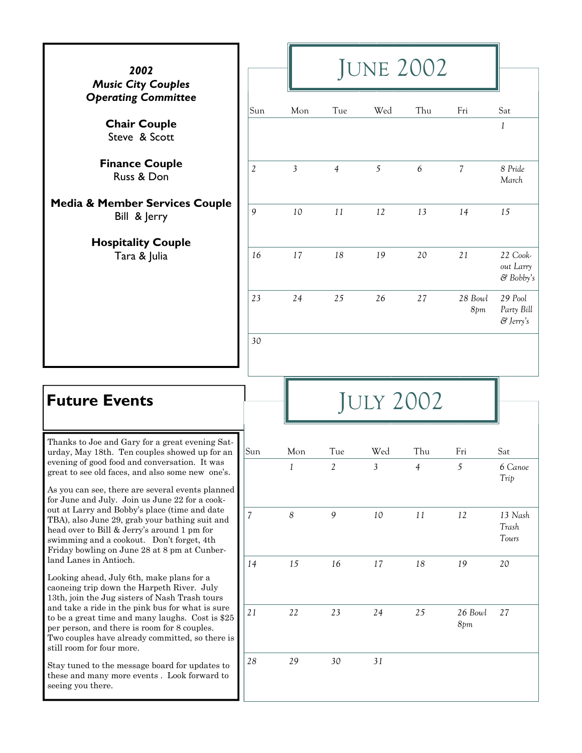**2002**
**Music City Couples**
**Operating Committee**

**Chair Couple**
Steve & Scott

**Finance Couple**
Russ & Don

**Media & Member Services Couple**
Bill & Jerry

**Hospitality Couple**
Tara & Julia

## June 2002

| Sun | Mon | Tue | Wed | Thu | Fri | Sat |
|---|---|---|---|---|---|---|
| | | | | | | 1 |
| 2 | 3 | 4 | 5 | 6 | 7 | 8 Pride March |
| 9 | 10 | 11 | 12 | 13 | 14 | 15 |
| 16 | 17 | 18 | 19 | 20 | 21 | 22 Cook-out Larry & Bobby's |
| 23 | 24 | 25 | 26 | 27 | 28 Bowl 8pm | 29 Pool Party Bill & Jerry's |
| 30 | | | | | | |

## Future Events

Thanks to Joe and Gary for a great evening Saturday, May 18th. Ten couples showed up for an evening of good food and conversation. It was great to see old faces, and also some new one's.

As you can see, there are several events planned for June and July. Join us June 22 for a cookout at Larry and Bobby's place (time and date TBA), also June 29, grab your bathing suit and head over to Bill & Jerry's around 1 pm for swimming and a cookout. Don't forget, 4th Friday bowling on June 28 at 8 pm at Cunberland Lanes in Antioch.

Looking ahead, July 6th, make plans for a caoneing trip down the Harpeth River. July 13th, join the Jug sisters of Nash Trash tours and take a ride in the pink bus for what is sure to be a great time and many laughs. Cost is $25 per person, and there is room for 8 couples. Two couples have already committed, so there is still room for four more.

Stay tuned to the message board for updates to these and many more events . Look forward to seeing you there.

## July 2002

| Sun | Mon | Tue | Wed | Thu | Fri | Sat |
|---|---|---|---|---|---|---|
| | 1 | 2 | 3 | 4 | 5 | 6 Canoe Trip |
| 7 | 8 | 9 | 10 | 11 | 12 | 13 Nash Trash Tours |
| 14 | 15 | 16 | 17 | 18 | 19 | 20 |
| 21 | 22 | 23 | 24 | 25 | 26 Bowl 8pm | 27 |
| 28 | 29 | 30 | 31 | | | |